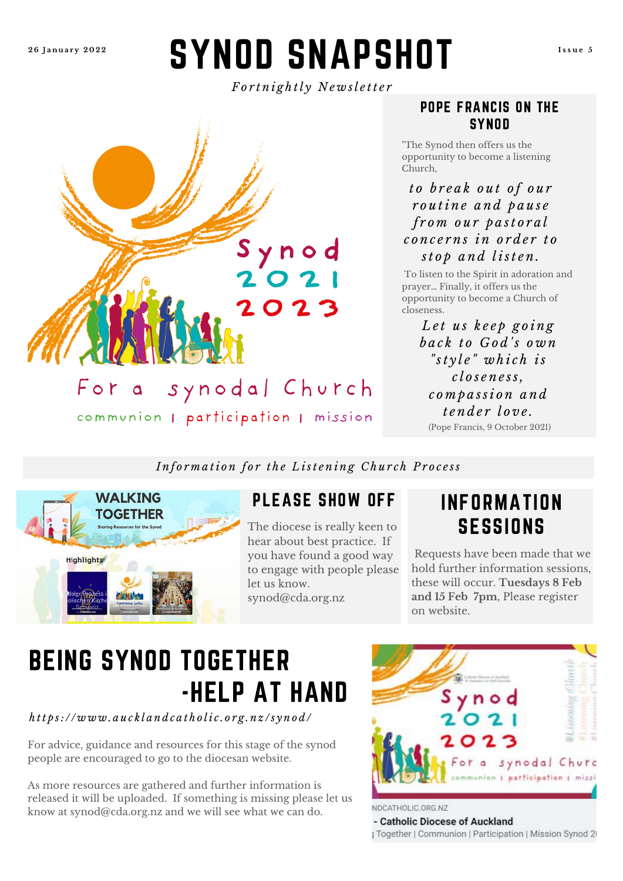26 January 2022

# SYNOD SNAPSHOT

Issue 5

*Fortnightly Newsletter*

Synod 2021 2023

For a synodal Church

communion | participation | mission

## POPE FRANCIS ON THE SYNOD

"The Synod then offers us the opportunity to become a listening Church,

*to break out of our routine and pause from our pastoral concerns in order to stop and listen.*

To listen to the Spirit in adoration and prayer... Finally, it offers us the opportunity to become a Church of closeness.

*Let us keep going back to God's own "style" which is closeness, compassion and tender love.*

(Pope Francis, 9 October 2021)

*Information for the Listening Church Process*

WALKING TOGETHER

Sharing Resources for the Synod

Highlights

## PLEASE SHOW OFF

The diocese is really keen to hear about best practice. If you have found a good way to engage with people please let us know. synod@cda.org.nz

## INFORMATION SESSIONS

Requests have been made that we hold further information sessions, these will occur. **Tuesdays 8 Feb and 15 Feb 7pm**, Please register on website.

## BEING SYNOD TOGETHER -HELP AT HAND

*https://www.aucklandcatholic.org.nz/synod/*

For advice, guidance and resources for this stage of the synod people are encouraged to go to the diocesan website.

As more resources are gathered and further information is released it will be uploaded. If something is missing please let us know at synod@cda.org.nz and we will see what we can do.

NDCATHOLIC.ORG.NZ

- Catholic Diocese of Auckland

Together | Communion | Participation | Mission Synod 2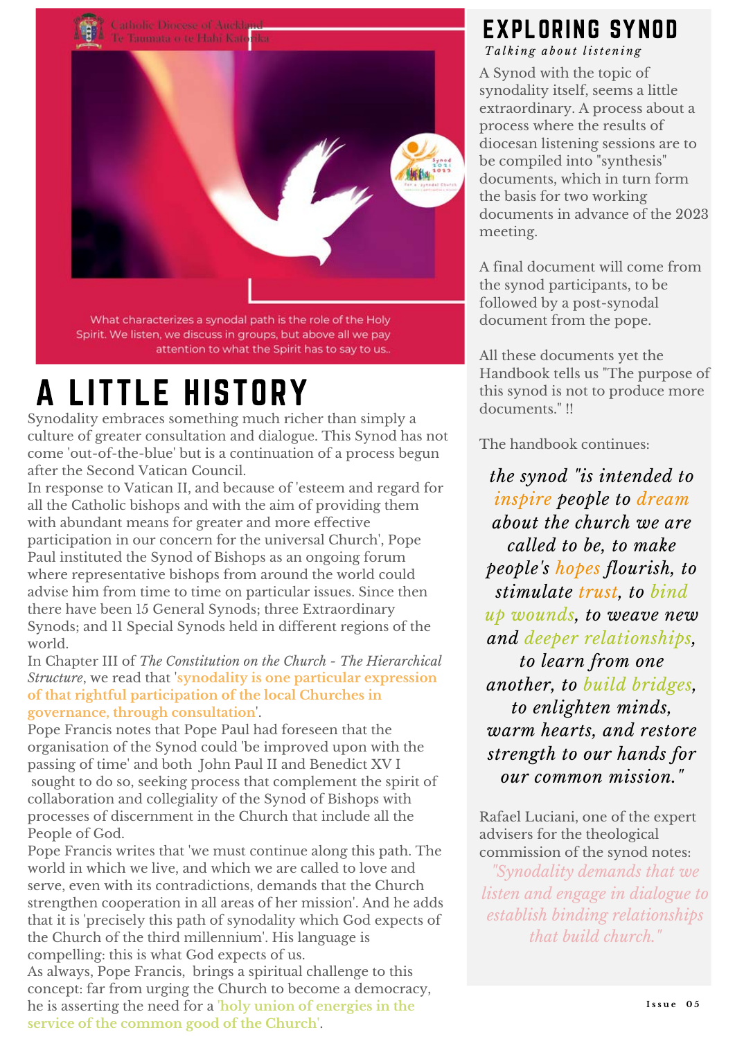Catholic Diocese of Auckland
Te Taumata o te Hahi Katorika

What characterizes a synodal path is the role of the Holy Spirit. We listen, we discuss in groups, but above all we pay attention to what the Spirit has to say to us..

# A LITTLE HISTORY

Synodality embraces something much richer than simply a culture of greater consultation and dialogue. This Synod has not come 'out-of-the-blue' but is a continuation of a process begun after the Second Vatican Council.

In response to Vatican II, and because of 'esteem and regard for all the Catholic bishops and with the aim of providing them with abundant means for greater and more effective participation in our concern for the universal Church', Pope Paul instituted the Synod of Bishops as an ongoing forum where representative bishops from around the world could advise him from time to time on particular issues. Since then there have been 15 General Synods; three Extraordinary Synods; and 11 Special Synods held in different regions of the world.

In Chapter III of *The Constitution on the Church - The Hierarchical Structure*, we read that '**synodality is one particular expression of that rightful participation of the local Churches in governance, through consultation**'.

Pope Francis notes that Pope Paul had foreseen that the organisation of the Synod could 'be improved upon with the passing of time' and both John Paul II and Benedict XV I sought to do so, seeking process that complement the spirit of collaboration and collegiality of the Synod of Bishops with processes of discernment in the Church that include all the People of God.

Pope Francis writes that 'we must continue along this path. The world in which we live, and which we are called to love and serve, even with its contradictions, demands that the Church strengthen cooperation in all areas of her mission'. And he adds that it is 'precisely this path of synodality which God expects of the Church of the third millennium'. His language is compelling: this is what God expects of us.

As always, Pope Francis, brings a spiritual challenge to this concept: far from urging the Church to become a democracy, he is asserting the need for a '**holy union of energies in the service of the common good of the Church**'.

# EXPLORING SYNOD

*Talking about listening*

A Synod with the topic of synodality itself, seems a little extraordinary. A process about a process where the results of diocesan listening sessions are to be compiled into "synthesis" documents, which in turn form the basis for two working documents in advance of the 2023 meeting.

A final document will come from the synod participants, to be followed by a post-synodal document from the pope.

All these documents yet the Handbook tells us "The purpose of this synod is not to produce more documents." !!

The handbook continues:

*the synod "is intended to inspire people to dream about the church we are called to be, to make people's hopes flourish, to stimulate trust, to bind up wounds, to weave new and deeper relationships, to learn from one another, to build bridges, to enlighten minds, warm hearts, and restore strength to our hands for our common mission."*

Rafael Luciani, one of the expert advisers for the theological commission of the synod notes:

*"Synodality demands that we listen and engage in dialogue to establish binding relationships that build church."*